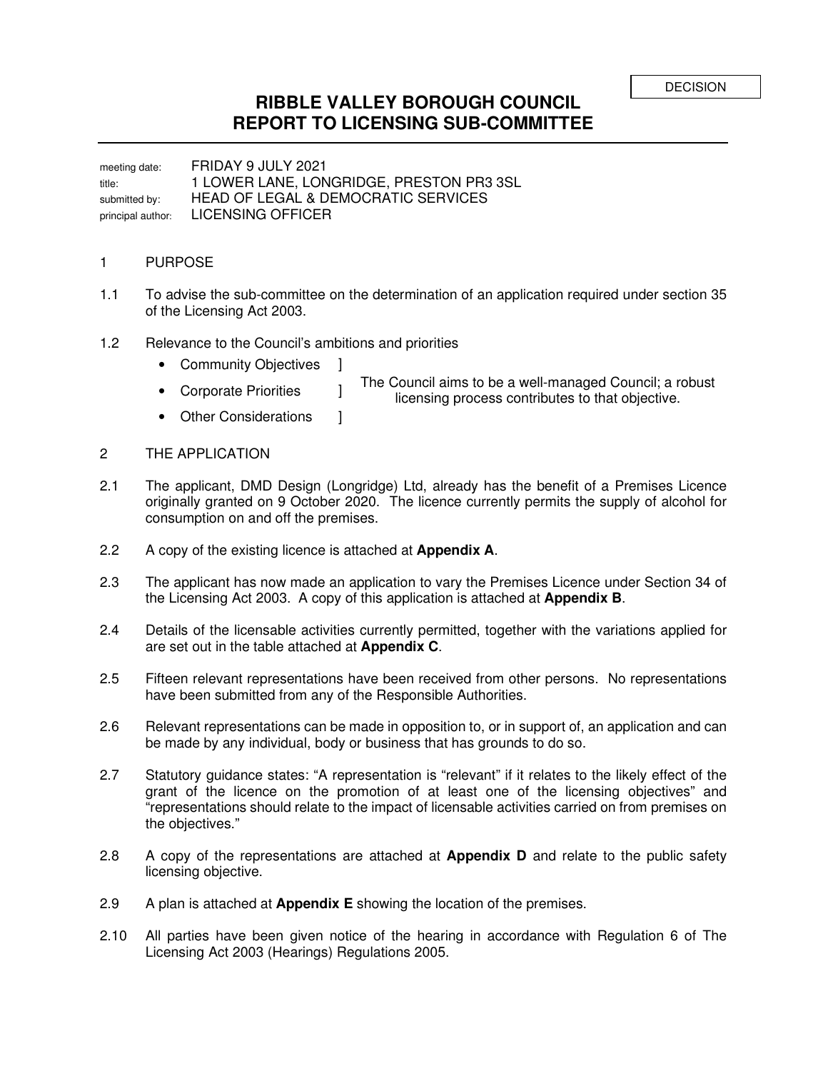DECISION

# RIBBLE VALLEY BOROUGH COUNCIL
# REPORT TO LICENSING SUB-COMMITTEE

meeting date: FRIDAY 9 JULY 2021
title: 1 LOWER LANE, LONGRIDGE, PRESTON PR3 3SL
submitted by: HEAD OF LEGAL & DEMOCRATIC SERVICES
principal author: LICENSING OFFICER

## 1 PURPOSE

1.1 To advise the sub-committee on the determination of an application required under section 35 of the Licensing Act 2003.

1.2 Relevance to the Council's ambitions and priorities

- Community Objectives ]
- Corporate Priorities ]
- Other Considerations ]

The Council aims to be a well-managed Council; a robust licensing process contributes to that objective.

## 2 THE APPLICATION

2.1 The applicant, DMD Design (Longridge) Ltd, already has the benefit of a Premises Licence originally granted on 9 October 2020. The licence currently permits the supply of alcohol for consumption on and off the premises.

2.2 A copy of the existing licence is attached at **Appendix A**.

2.3 The applicant has now made an application to vary the Premises Licence under Section 34 of the Licensing Act 2003. A copy of this application is attached at **Appendix B**.

2.4 Details of the licensable activities currently permitted, together with the variations applied for are set out in the table attached at **Appendix C**.

2.5 Fifteen relevant representations have been received from other persons. No representations have been submitted from any of the Responsible Authorities.

2.6 Relevant representations can be made in opposition to, or in support of, an application and can be made by any individual, body or business that has grounds to do so.

2.7 Statutory guidance states: "A representation is "relevant" if it relates to the likely effect of the grant of the licence on the promotion of at least one of the licensing objectives" and "representations should relate to the impact of licensable activities carried on from premises on the objectives."

2.8 A copy of the representations are attached at **Appendix D** and relate to the public safety licensing objective.

2.9 A plan is attached at **Appendix E** showing the location of the premises.

2.10 All parties have been given notice of the hearing in accordance with Regulation 6 of The Licensing Act 2003 (Hearings) Regulations 2005.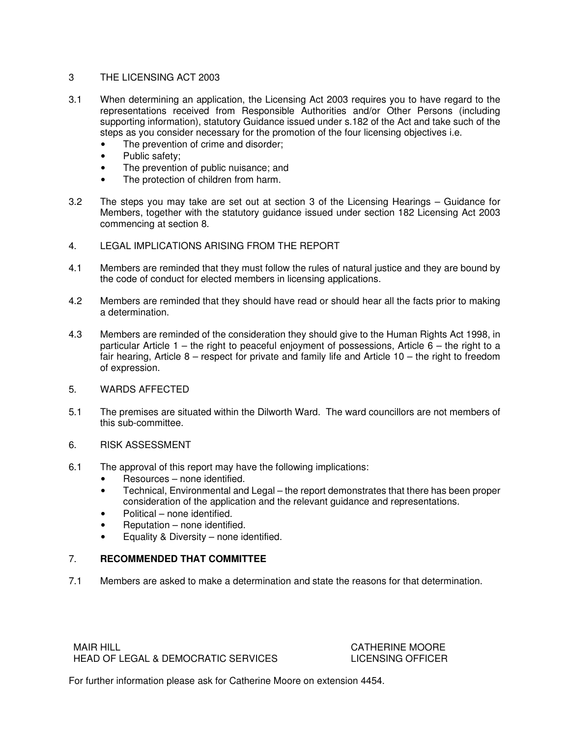## 3 THE LICENSING ACT 2003

3.1 When determining an application, the Licensing Act 2003 requires you to have regard to the representations received from Responsible Authorities and/or Other Persons (including supporting information), statutory Guidance issued under s.182 of the Act and take such of the steps as you consider necessary for the promotion of the four licensing objectives i.e.

- The prevention of crime and disorder;
- Public safety;
- The prevention of public nuisance; and
- The protection of children from harm.

3.2 The steps you may take are set out at section 3 of the Licensing Hearings – Guidance for Members, together with the statutory guidance issued under section 182 Licensing Act 2003 commencing at section 8.

## 4. LEGAL IMPLICATIONS ARISING FROM THE REPORT

4.1 Members are reminded that they must follow the rules of natural justice and they are bound by the code of conduct for elected members in licensing applications.

4.2 Members are reminded that they should have read or should hear all the facts prior to making a determination.

4.3 Members are reminded of the consideration they should give to the Human Rights Act 1998, in particular Article 1 – the right to peaceful enjoyment of possessions, Article 6 – the right to a fair hearing, Article 8 – respect for private and family life and Article 10 – the right to freedom of expression.

## 5. WARDS AFFECTED

5.1 The premises are situated within the Dilworth Ward. The ward councillors are not members of this sub-committee.

## 6. RISK ASSESSMENT

6.1 The approval of this report may have the following implications:

- Resources – none identified.
- Technical, Environmental and Legal – the report demonstrates that there has been proper consideration of the application and the relevant guidance and representations.
- Political – none identified.
- Reputation – none identified.
- Equality & Diversity – none identified.

## 7. **RECOMMENDED THAT COMMITTEE**

7.1 Members are asked to make a determination and state the reasons for that determination.

MAIR HILL
HEAD OF LEGAL & DEMOCRATIC SERVICES

CATHERINE MOORE
LICENSING OFFICER

For further information please ask for Catherine Moore on extension 4454.